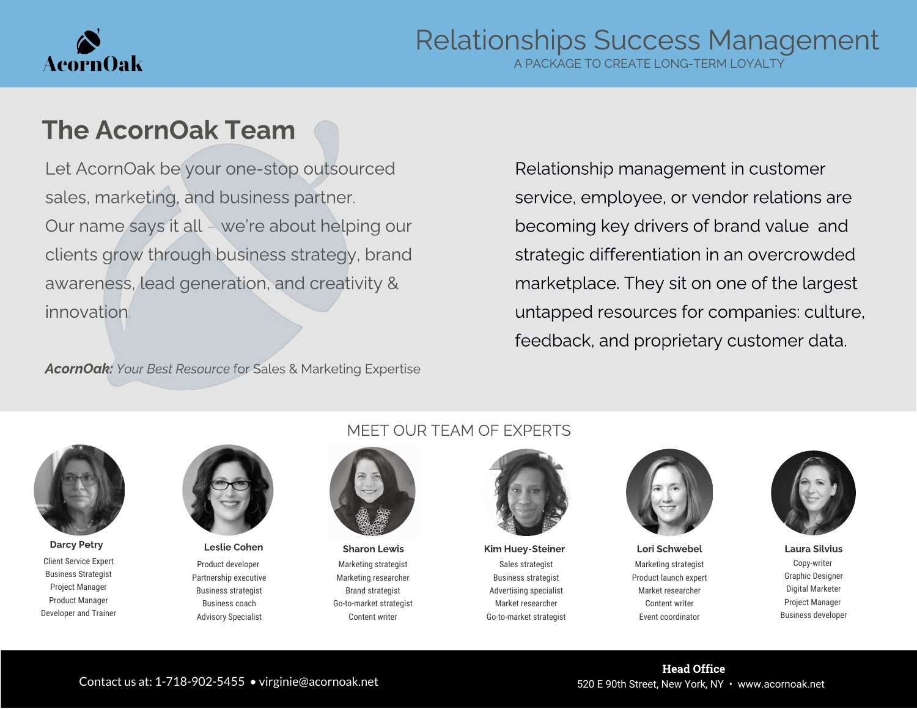AcornOak

# Relationships Success Management

A PACKAGE TO CREATE LONG-TERM LOYALTY

## The AcornOak Team

Let AcornOak be your one-stop outsourced sales, marketing, and business partner. Our name says it all – we're about helping our clients grow through business strategy, brand awareness, lead generation, and creativity & innovation.

***AcornOak:*** *Your Best Resource* for Sales & Marketing Expertise

Relationship management in customer service, employee, or vendor relations are becoming key drivers of brand value and strategic differentiation in an overcrowded marketplace. They sit on one of the largest untapped resources for companies: culture, feedback, and proprietary customer data.

## MEET OUR TEAM OF EXPERTS

**Darcy Petry**
Client Service Expert
Business Strategist
Project Manager
Product Manager
Developer and Trainer

**Leslie Cohen**
Product developer
Partnership executive
Business strategist
Business coach
Advisory Specialist

**Sharon Lewis**
Marketing strategist
Marketing researcher
Brand strategist
Go-to-market strategist
Content writer

**Kim Huey-Steiner**
Sales strategist
Business strategist
Advertising specialist
Market researcher
Go-to-market strategist

**Lori Schwebel**
Marketing strategist
Product launch expert
Market researcher
Content writer
Event coordinator

**Laura Silvius**
Copy-writer
Graphic Designer
Digital Marketer
Project Manager
Business developer

Contact us at: 1-718-902-5455 • virginie@acornoak.net

**Head Office**
520 E 90th Street, New York, NY • www.acornoak.net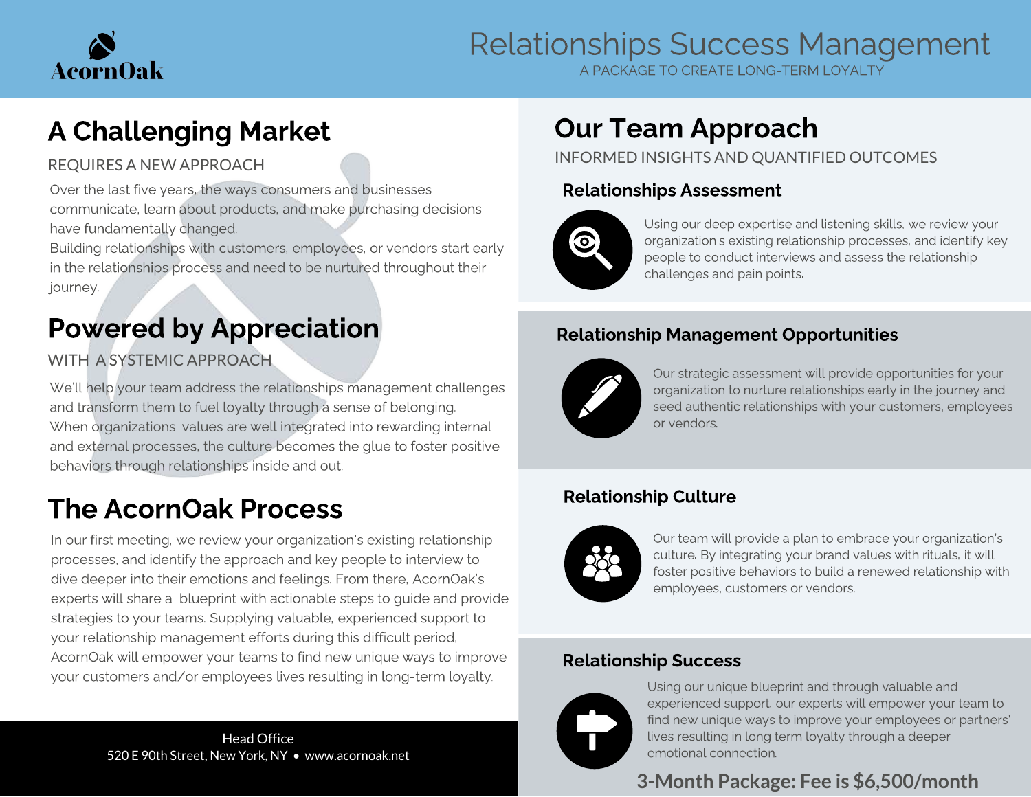AcornOak

# Relationships Success Management

A PACKAGE TO CREATE LONG-TERM LOYALTY

## A Challenging Market

REQUIRES A NEW APPROACH

Over the last five years, the ways consumers and businesses communicate, learn about products, and make purchasing decisions have fundamentally changed.
Building relationships with customers, employees, or vendors start early in the relationships process and need to be nurtured throughout their journey.

## Powered by Appreciation

WITH A SYSTEMIC APPROACH

We'll help your team address the relationships management challenges and transform them to fuel loyalty through a sense of belonging.
When organizations' values are well integrated into rewarding internal and external processes, the culture becomes the glue to foster positive behaviors through relationships inside and out.

## The AcornOak Process

In our first meeting, we review your organization's existing relationship processes, and identify the approach and key people to interview to dive deeper into their emotions and feelings. From there, AcornOak's experts will share a blueprint with actionable steps to guide and provide strategies to your teams. Supplying valuable, experienced support to your relationship management efforts during this difficult period, AcornOak will empower your teams to find new unique ways to improve your customers and/or employees lives resulting in long-term loyalty.

Head Office
520 E 90th Street, New York, NY • www.acornoak.net

## Our Team Approach

INFORMED INSIGHTS AND QUANTIFIED OUTCOMES

### Relationships Assessment

Using our deep expertise and listening skills, we review your organization's existing relationship processes, and identify key people to conduct interviews and assess the relationship challenges and pain points.

### Relationship Management Opportunities

Our strategic assessment will provide opportunities for your organization to nurture relationships early in the journey and seed authentic relationships with your customers, employees or vendors.

### Relationship Culture

Our team will provide a plan to embrace your organization's culture. By integrating your brand values with rituals, it will foster positive behaviors to build a renewed relationship with employees, customers or vendors.

### Relationship Success

Using our unique blueprint and through valuable and experienced support, our experts will empower your team to find new unique ways to improve your employees or partners' lives resulting in long term loyalty through a deeper emotional connection.

**3-Month Package: Fee is $6,500/month**